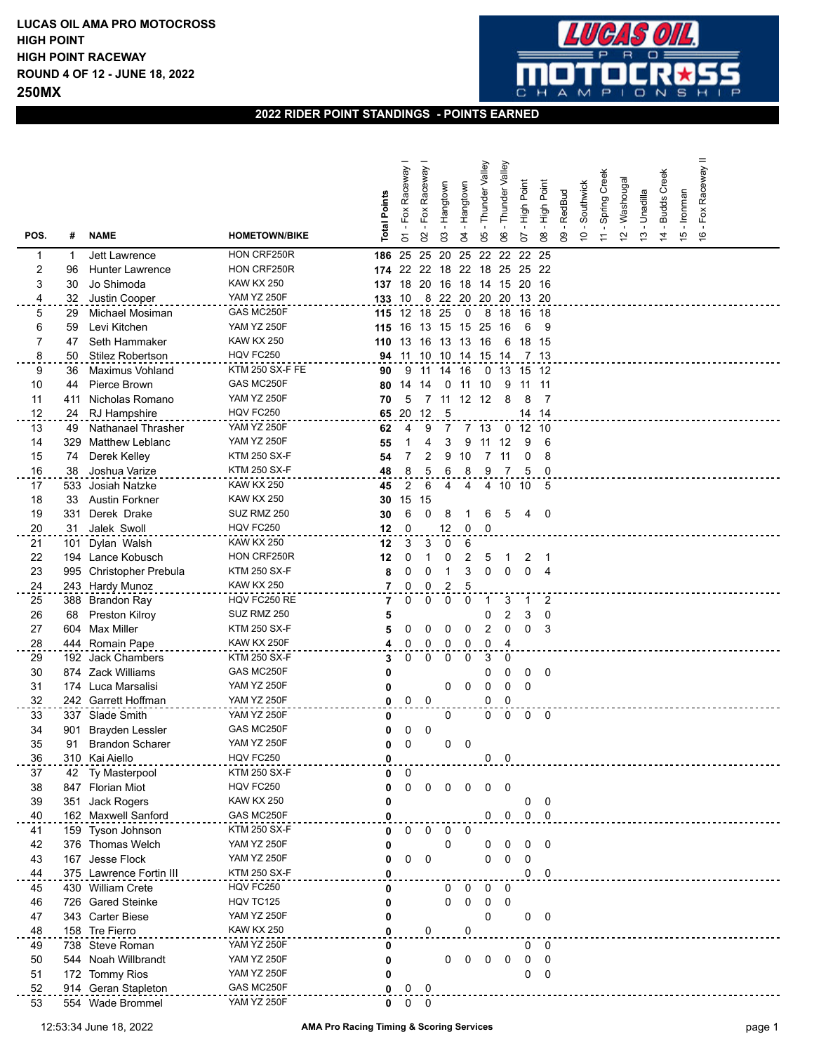**LUCAS OIL AMA PRO MOTOCROSS**
**HIGH POINT**
**HIGH POINT RACEWAY**
**ROUND 4 OF 12 - JUNE 18, 2022**
**250MX**

## 2022 RIDER POINT STANDINGS - POINTS EARNED

| POS. | # | NAME | HOMETOWN/BIKE | Total Points | 01 - Fox Raceway I | 02 - Fox Raceway I | 03 - Hangtown | 04 - Hangtown | 05 - Thunder Valley | 06 - Thunder Valley | 07 - High Point | 08 - High Point | 09 - RedBud | 10 - Southwick | 11 - Spring Creek | 12 - Washougal | 13 - Unadilla | 14 - Budds Creek | 15 - Ironman | 16 - Fox Raceway II |
|---|---|---|---|---|---|---|---|---|---|---|---|---|---|---|---|---|---|---|---|---|
| 1 | 1 | Jett Lawrence | HON CRF250R | **186** | 25 | 25 | 20 | 25 | 22 | 22 | 22 | 25 | | | | | | | | |
| 2 | 96 | Hunter Lawrence | HON CRF250R | **174** | 22 | 22 | 18 | 22 | 18 | 25 | 25 | 22 | | | | | | | | |
| 3 | 30 | Jo Shimoda | KAW KX 250 | **137** | 18 | 20 | 16 | 18 | 14 | 15 | 20 | 16 | | | | | | | | |
| 4 | 32 | Justin Cooper | YAM YZ 250F | **133** | 10 | 8 | 22 | 20 | 20 | 20 | 13 | 20 | | | | | | | | |
| 5 | 29 | Michael Mosiman | GAS MC250F | **115** | 12 | 18 | 25 | 0 | 8 | 18 | 16 | 18 | | | | | | | | |
| 6 | 59 | Levi Kitchen | YAM YZ 250F | **115** | 16 | 13 | 15 | 15 | 25 | 16 | 6 | 9 | | | | | | | | |
| 7 | 47 | Seth Hammaker | KAW KX 250 | **110** | 13 | 16 | 13 | 13 | 16 | 6 | 18 | 15 | | | | | | | | |
| 8 | 50 | Stilez Robertson | HQV FC250 | **94** | 11 | 10 | 10 | 14 | 15 | 14 | 7 | 13 | | | | | | | | |
| 9 | 36 | Maximus Vohland | KTM 250 SX-F FE | **90** | 9 | 11 | 14 | 16 | 0 | 13 | 15 | 12 | | | | | | | | |
| 10 | 44 | Pierce Brown | GAS MC250F | **80** | 14 | 14 | 0 | 11 | 10 | 9 | 11 | 11 | | | | | | | | |
| 11 | 411 | Nicholas Romano | YAM YZ 250F | **70** | 5 | 7 | 11 | 12 | 12 | 8 | 8 | 7 | | | | | | | | |
| 12 | 24 | RJ Hampshire | HQV FC250 | **65** | 20 | 12 | 5 | | | | 14 | 14 | | | | | | | | |
| 13 | 49 | Nathanael Thrasher | YAM YZ 250F | **62** | 4 | 9 | 7 | 7 | 13 | 0 | 12 | 10 | | | | | | | | |
| 14 | 329 | Matthew Leblanc | YAM YZ 250F | **55** | 1 | 4 | 3 | 9 | 11 | 12 | 9 | 6 | | | | | | | | |
| 15 | 74 | Derek Kelley | KTM 250 SX-F | **54** | 7 | 2 | 9 | 10 | 7 | 11 | 0 | 8 | | | | | | | | |
| 16 | 38 | Joshua Varize | KTM 250 SX-F | **48** | 8 | 5 | 6 | 8 | 9 | 7 | 5 | 0 | | | | | | | | |
| 17 | 533 | Josiah Natzke | KAW KX 250 | **45** | 2 | 6 | 4 | 4 | 4 | 10 | 10 | 5 | | | | | | | | |
| 18 | 33 | Austin Forkner | KAW KX 250 | **30** | 15 | 15 | | | | | | | | | | | | | | |
| 19 | 331 | Derek Drake | SUZ RMZ 250 | **30** | 6 | 0 | 8 | 1 | 6 | 5 | 4 | 0 | | | | | | | | |
| 20 | 31 | Jalek Swoll | HQV FC250 | **12** | 0 | | 12 | 0 | 0 | | | | | | | | | | | |
| 21 | 101 | Dylan Walsh | KAW KX 250 | **12** | 3 | 3 | 0 | 6 | | | | | | | | | | | | |
| 22 | 194 | Lance Kobusch | HON CRF250R | **12** | 0 | 1 | 0 | 2 | 5 | 1 | 2 | 1 | | | | | | | | |
| 23 | 995 | Christopher Prebula | KTM 250 SX-F | **8** | 0 | 0 | 1 | 3 | 0 | 0 | 0 | 4 | | | | | | | | |
| 24 | 243 | Hardy Munoz | KAW KX 250 | **7** | 0 | 0 | 2 | 5 | | | | | | | | | | | | |
| 25 | 388 | Brandon Ray | HQV FC250 RE | **7** | 0 | 0 | 0 | 0 | 1 | 3 | 1 | 2 | | | | | | | | |
| 26 | 68 | Preston Kilroy | SUZ RMZ 250 | **5** | | | | | 0 | 2 | 3 | 0 | | | | | | | | |
| 27 | 604 | Max Miller | KTM 250 SX-F | **5** | 0 | 0 | 0 | 0 | 2 | 0 | 0 | 3 | | | | | | | | |
| 28 | 444 | Romain Pape | KAW KX 250F | **4** | 0 | 0 | 0 | 0 | 0 | 4 | | | | | | | | | | |
| 29 | 192 | Jack Chambers | KTM 250 SX-F | **3** | 0 | 0 | 0 | 0 | 3 | 0 | | | | | | | | | | |
| 30 | 874 | Zack Williams | GAS MC250F | **0** | | | | | 0 | 0 | 0 | 0 | | | | | | | | |
| 31 | 174 | Luca Marsalisi | YAM YZ 250F | **0** | | | 0 | 0 | 0 | 0 | 0 | | | | | | | | | |
| 32 | 242 | Garrett Hoffman | YAM YZ 250F | **0** | 0 | 0 | | | 0 | 0 | | | | | | | | | | |
| 33 | 337 | Slade Smith | YAM YZ 250F | **0** | | | 0 | | 0 | 0 | 0 | 0 | | | | | | | | |
| 34 | 901 | Brayden Lessler | GAS MC250F | **0** | 0 | 0 | | | | | | | | | | | | | | |
| 35 | 91 | Brandon Scharer | YAM YZ 250F | **0** | 0 | | 0 | 0 | | | | | | | | | | | | |
| 36 | 310 | Kai Aiello | HQV FC250 | **0** | | | | | 0 | 0 | | | | | | | | | | |
| 37 | 42 | Ty Masterpool | KTM 250 SX-F | **0** | 0 | | | | | | | | | | | | | | | |
| 38 | 847 | Florian Miot | HQV FC250 | **0** | 0 | 0 | 0 | 0 | 0 | 0 | | | | | | | | | | |
| 39 | 351 | Jack Rogers | KAW KX 250 | **0** | | | | | | | 0 | 0 | | | | | | | | |
| 40 | 162 | Maxwell Sanford | GAS MC250F | **0** | | | | | 0 | 0 | 0 | 0 | | | | | | | | |
| 41 | 159 | Tyson Johnson | KTM 250 SX-F | **0** | 0 | 0 | 0 | 0 | | | | | | | | | | | | |
| 42 | 376 | Thomas Welch | YAM YZ 250F | **0** | | | 0 | | 0 | 0 | 0 | 0 | | | | | | | | |
| 43 | 167 | Jesse Flock | YAM YZ 250F | **0** | 0 | 0 | | | 0 | 0 | 0 | | | | | | | | | |
| 44 | 375 | Lawrence Fortin III | KTM 250 SX-F | **0** | | | | | | | 0 | 0 | | | | | | | | |
| 45 | 430 | William Crete | HQV FC250 | **0** | | | 0 | 0 | 0 | 0 | | | | | | | | | | |
| 46 | 726 | Gared Steinke | HQV TC125 | **0** | | | 0 | 0 | 0 | 0 | | | | | | | | | | |
| 47 | 343 | Carter Biese | YAM YZ 250F | **0** | | | | | 0 | | 0 | 0 | | | | | | | | |
| 48 | 158 | Tre Fierro | KAW KX 250 | **0** | | 0 | | 0 | | | | | | | | | | | | |
| 49 | 738 | Steve Roman | YAM YZ 250F | **0** | | | | | | | 0 | 0 | | | | | | | | |
| 50 | 544 | Noah Willbrandt | YAM YZ 250F | **0** | | | 0 | 0 | 0 | 0 | 0 | 0 | | | | | | | | |
| 51 | 172 | Tommy Rios | YAM YZ 250F | **0** | | | | | | | 0 | 0 | | | | | | | | |
| 52 | 914 | Geran Stapleton | GAS MC250F | **0** | 0 | 0 | | | | | | | | | | | | | | |
| 53 | 554 | Wade Brommel | YAM YZ 250F | **0** | 0 | 0 | | | | | | | | | | | | | | |

12:53:34 June 18, 2022 — AMA Pro Racing Timing & Scoring Services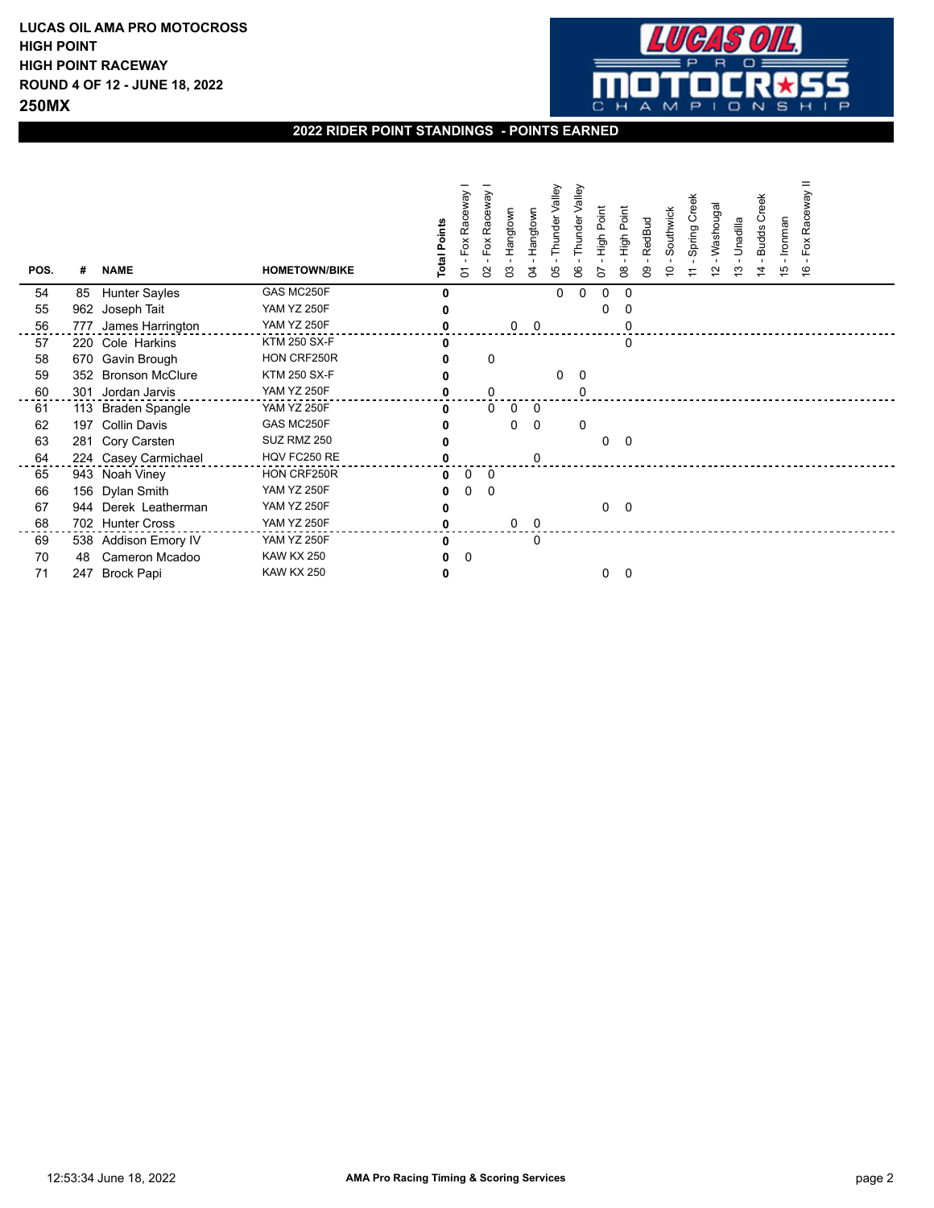**LUCAS OIL AMA PRO MOTOCROSS**
**HIGH POINT**
**HIGH POINT RACEWAY**
**ROUND 4 OF 12 - JUNE 18, 2022**
**250MX**

## 2022 RIDER POINT STANDINGS - POINTS EARNED

| POS. | # | NAME | HOMETOWN/BIKE | Total Points | 01 - Fox Raceway I | 02 - Fox Raceway I | 03 - Hangtown | 04 - Hangtown | 05 - Thunder Valley | 06 - Thunder Valley | 07 - High Point | 08 - High Point | 09 - RedBud | 10 - Southwick | 11 - Spring Creek | 12 - Washougal | 13 - Unadilla | 14 - Budds Creek | 15 - Ironman | 16 - Fox Raceway II |
|---|---|---|---|---|---|---|---|---|---|---|---|---|---|---|---|---|---|---|---|---|
| 54 | 85 | Hunter Sayles | GAS MC250F | **0** | | | | | 0 | 0 | 0 | 0 | | | | | | | | |
| 55 | 962 | Joseph Tait | YAM YZ 250F | **0** | | | | | | | 0 | 0 | | | | | | | | |
| 56 | 777 | James Harrington | YAM YZ 250F | **0** | | | 0 | 0 | | | | 0 | | | | | | | | |
| 57 | 220 | Cole Harkins | KTM 250 SX-F | **0** | | | | | | | | 0 | | | | | | | | |
| 58 | 670 | Gavin Brough | HON CRF250R | **0** | | 0 | | | | | | | | | | | | | | |
| 59 | 352 | Bronson McClure | KTM 250 SX-F | **0** | | | | | 0 | 0 | | | | | | | | | | |
| 60 | 301 | Jordan Jarvis | YAM YZ 250F | **0** | | 0 | | | | 0 | | | | | | | | | | |
| 61 | 113 | Braden Spangle | YAM YZ 250F | **0** | | 0 | 0 | 0 | | | | | | | | | | | | |
| 62 | 197 | Collin Davis | GAS MC250F | **0** | | | 0 | 0 | | 0 | | | | | | | | | | |
| 63 | 281 | Cory Carsten | SUZ RMZ 250 | **0** | | | | | | | 0 | 0 | | | | | | | | |
| 64 | 224 | Casey Carmichael | HQV FC250 RE | **0** | | | | 0 | | | | | | | | | | | | |
| 65 | 943 | Noah Viney | HON CRF250R | **0** | 0 | 0 | | | | | | | | | | | | | | |
| 66 | 156 | Dylan Smith | YAM YZ 250F | **0** | 0 | 0 | | | | | | | | | | | | | | |
| 67 | 944 | Derek Leatherman | YAM YZ 250F | **0** | | | | | | | 0 | 0 | | | | | | | | |
| 68 | 702 | Hunter Cross | YAM YZ 250F | **0** | | | 0 | 0 | | | | | | | | | | | | |
| 69 | 538 | Addison Emory IV | YAM YZ 250F | **0** | | | | 0 | | | | | | | | | | | | |
| 70 | 48 | Cameron Mcadoo | KAW KX 250 | **0** | 0 | | | | | | | | | | | | | | | |
| 71 | 247 | Brock Papi | KAW KX 250 | **0** | | | | | | | 0 | 0 | | | | | | | | |